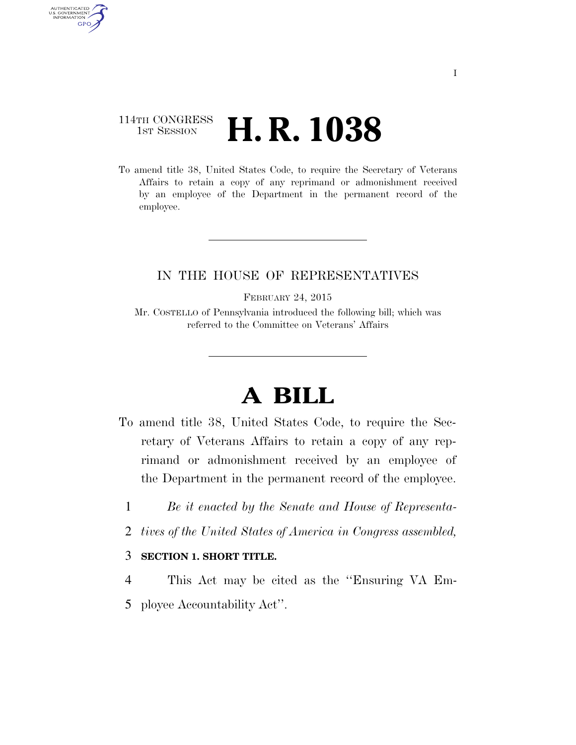114TH CONGRESS
1ST SESSION

# H. R. 1038

To amend title 38, United States Code, to require the Secretary of Veterans Affairs to retain a copy of any reprimand or admonishment received by an employee of the Department in the permanent record of the employee.

IN THE HOUSE OF REPRESENTATIVES

FEBRUARY 24, 2015

Mr. COSTELLO of Pennsylvania introduced the following bill; which was referred to the Committee on Veterans' Affairs

# A BILL

To amend title 38, United States Code, to require the Secretary of Veterans Affairs to retain a copy of any reprimand or admonishment received by an employee of the Department in the permanent record of the employee.

1 *Be it enacted by the Senate and House of Representa-*
2 *tives of the United States of America in Congress assembled,*

3 **SECTION 1. SHORT TITLE.**

4 This Act may be cited as the ''Ensuring VA Em-
5 ployee Accountability Act''.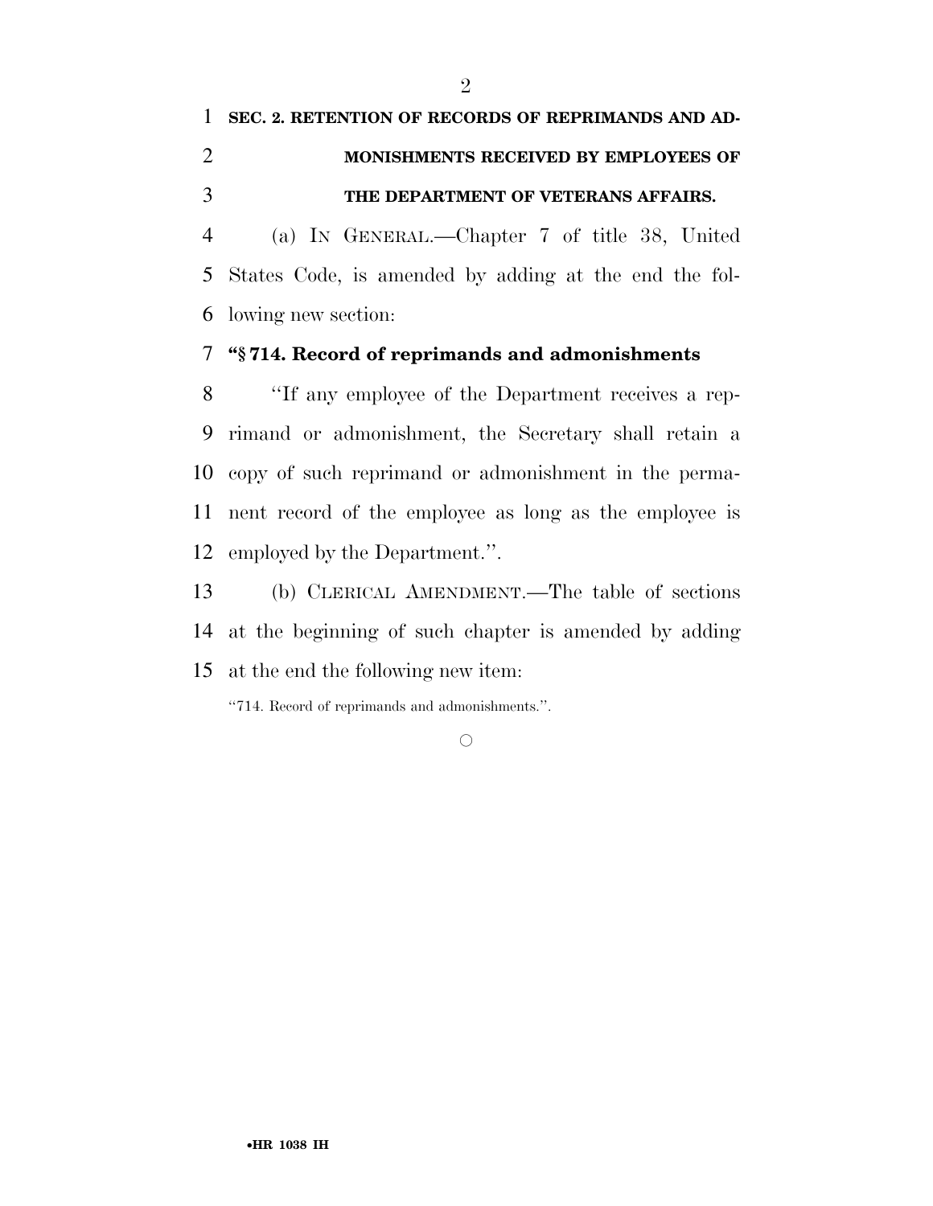**SEC. 2. RETENTION OF RECORDS OF REPRIMANDS AND ADMONISHMENTS RECEIVED BY EMPLOYEES OF THE DEPARTMENT OF VETERANS AFFAIRS.**

(a) IN GENERAL.—Chapter 7 of title 38, United States Code, is amended by adding at the end the following new section:

**"§ 714. Record of reprimands and admonishments**

"If any employee of the Department receives a reprimand or admonishment, the Secretary shall retain a copy of such reprimand or admonishment in the permanent record of the employee as long as the employee is employed by the Department.".

(b) CLERICAL AMENDMENT.—The table of sections at the beginning of such chapter is amended by adding at the end the following new item:

"714. Record of reprimands and admonishments.".